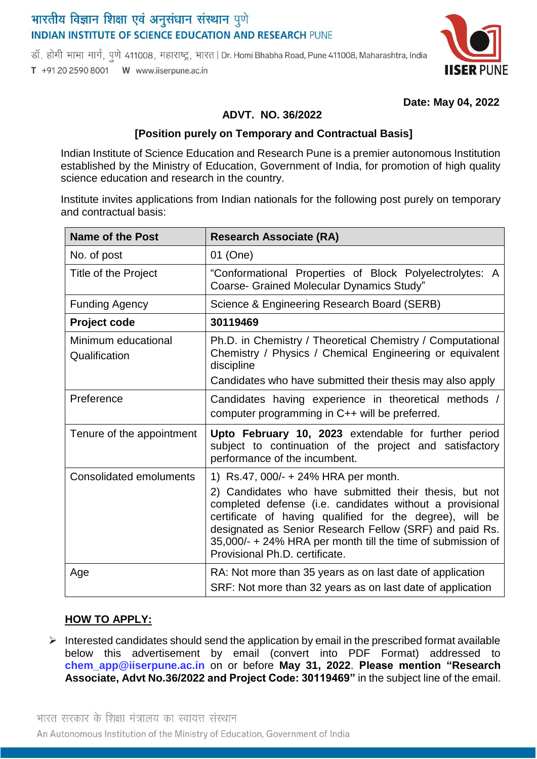भारतीय विज्ञान शिक्षा एवं अनुसंधान संस्थान पुणे
**INDIAN INSTITUTE OF SCIENCE EDUCATION AND RESEARCH PUNE**

डॉ. होमी भाभा मार्ग, पुणे 411008, महाराष्ट्र, भारत | Dr. Homi Bhabha Road, Pune 411008, Maharashtra, India

T +91 20 2590 8001 W www.iiserpune.ac.in

**Date: May 04, 2022**

**ADVT. NO. 36/2022**

**[Position purely on Temporary and Contractual Basis]**

Indian Institute of Science Education and Research Pune is a premier autonomous Institution established by the Ministry of Education, Government of India, for promotion of high quality science education and research in the country.

Institute invites applications from Indian nationals for the following post purely on temporary and contractual basis:

| **Name of the Post** | **Research Associate (RA)** |
|---|---|
| No. of post | 01 (One) |
| Title of the Project | "Conformational Properties of Block Polyelectrolytes: A Coarse- Grained Molecular Dynamics Study" |
| Funding Agency | Science & Engineering Research Board (SERB) |
| **Project code** | **30119469** |
| Minimum educational Qualification | Ph.D. in Chemistry / Theoretical Chemistry / Computational Chemistry / Physics / Chemical Engineering or equivalent discipline<br>Candidates who have submitted their thesis may also apply |
| Preference | Candidates having experience in theoretical methods / computer programming in C++ will be preferred. |
| Tenure of the appointment | **Upto February 10, 2023** extendable for further period subject to continuation of the project and satisfactory performance of the incumbent. |
| Consolidated emoluments | 1) Rs.47, 000/- + 24% HRA per month.<br>2) Candidates who have submitted their thesis, but not completed defense (i.e. candidates without a provisional certificate of having qualified for the degree), will be designated as Senior Research Fellow (SRF) and paid Rs. 35,000/- + 24% HRA per month till the time of submission of Provisional Ph.D. certificate. |
| Age | RA: Not more than 35 years as on last date of application<br>SRF: Not more than 32 years as on last date of application |

**HOW TO APPLY:**

- Interested candidates should send the application by email in the prescribed format available below this advertisement by email (convert into PDF Format) addressed to **chem_app@iiserpune.ac.in** on or before **May 31, 2022**. **Please mention "Research Associate, Advt No.36/2022 and Project Code: 30119469"** in the subject line of the email.

भारत सरकार के शिक्षा मंत्रालय का स्वायत्त संस्थान

An Autonomous Institution of the Ministry of Education, Government of India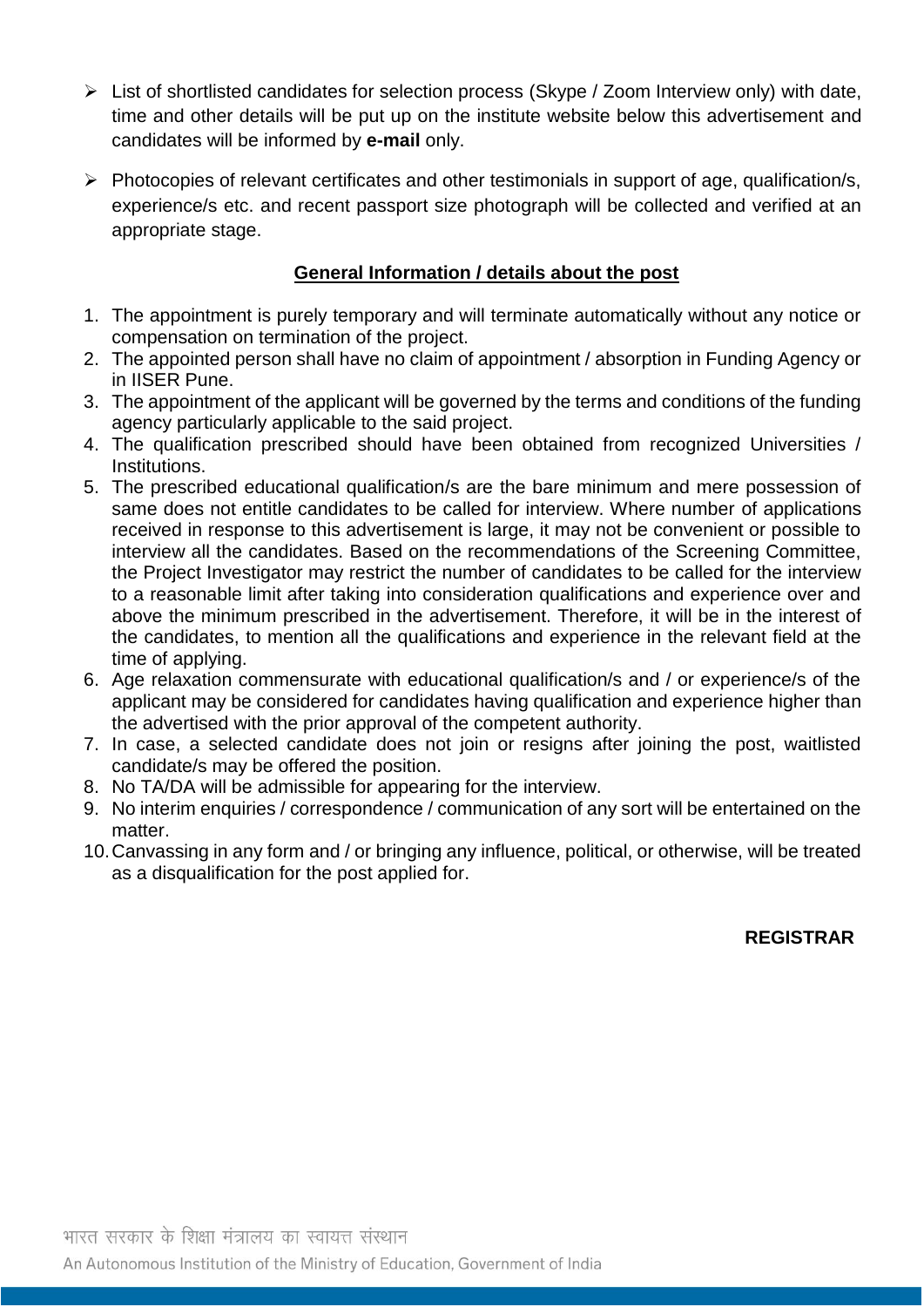- List of shortlisted candidates for selection process (Skype / Zoom Interview only) with date, time and other details will be put up on the institute website below this advertisement and candidates will be informed by **e-mail** only.
- Photocopies of relevant certificates and other testimonials in support of age, qualification/s, experience/s etc. and recent passport size photograph will be collected and verified at an appropriate stage.

## General Information / details about the post

1. The appointment is purely temporary and will terminate automatically without any notice or compensation on termination of the project.
2. The appointed person shall have no claim of appointment / absorption in Funding Agency or in IISER Pune.
3. The appointment of the applicant will be governed by the terms and conditions of the funding agency particularly applicable to the said project.
4. The qualification prescribed should have been obtained from recognized Universities / Institutions.
5. The prescribed educational qualification/s are the bare minimum and mere possession of same does not entitle candidates to be called for interview. Where number of applications received in response to this advertisement is large, it may not be convenient or possible to interview all the candidates. Based on the recommendations of the Screening Committee, the Project Investigator may restrict the number of candidates to be called for the interview to a reasonable limit after taking into consideration qualifications and experience over and above the minimum prescribed in the advertisement. Therefore, it will be in the interest of the candidates, to mention all the qualifications and experience in the relevant field at the time of applying.
6. Age relaxation commensurate with educational qualification/s and / or experience/s of the applicant may be considered for candidates having qualification and experience higher than the advertised with the prior approval of the competent authority.
7. In case, a selected candidate does not join or resigns after joining the post, waitlisted candidate/s may be offered the position.
8. No TA/DA will be admissible for appearing for the interview.
9. No interim enquiries / correspondence / communication of any sort will be entertained on the matter.
10. Canvassing in any form and / or bringing any influence, political, or otherwise, will be treated as a disqualification for the post applied for.

**REGISTRAR**

भारत सरकार के शिक्षा मंत्रालय का स्वायत्त संस्थान

An Autonomous Institution of the Ministry of Education, Government of India